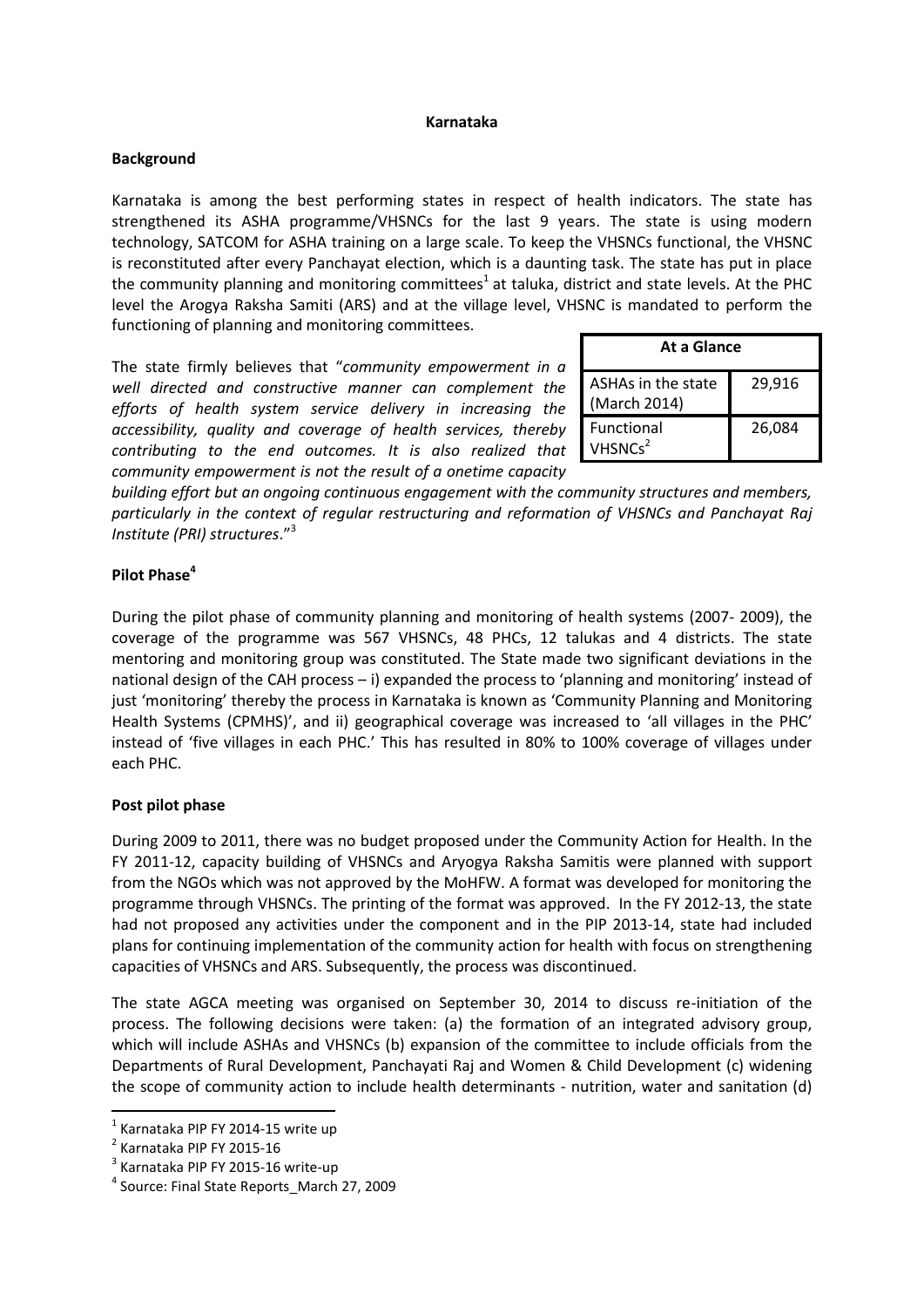# Karnataka

## Background

Karnataka is among the best performing states in respect of health indicators. The state has strengthened its ASHA programme/VHSNCs for the last 9 years. The state is using modern technology, SATCOM for ASHA training on a large scale. To keep the VHSNCs functional, the VHSNC is reconstituted after every Panchayat election, which is a daunting task. The state has put in place the community planning and monitoring committees[1] at taluka, district and state levels. At the PHC level the Arogya Raksha Samiti (ARS) and at the village level, VHSNC is mandated to perform the functioning of planning and monitoring committees.

| At a Glance | |
|---|---|
| ASHAs in the state (March 2014) | 29,916 |
| Functional VHSNCs[2] | 26,084 |

The state firmly believes that "*community empowerment in a well directed and constructive manner can complement the efforts of health system service delivery in increasing the accessibility, quality and coverage of health services, thereby contributing to the end outcomes. It is also realized that community empowerment is not the result of a onetime capacity building effort but an ongoing continuous engagement with the community structures and members, particularly in the context of regular restructuring and reformation of VHSNCs and Panchayat Raj Institute (PRI) structures*."[3]

## Pilot Phase[4]

During the pilot phase of community planning and monitoring of health systems (2007- 2009), the coverage of the programme was 567 VHSNCs, 48 PHCs, 12 talukas and 4 districts. The state mentoring and monitoring group was constituted. The State made two significant deviations in the national design of the CAH process – i) expanded the process to 'planning and monitoring' instead of just 'monitoring' thereby the process in Karnataka is known as 'Community Planning and Monitoring Health Systems (CPMHS)', and ii) geographical coverage was increased to 'all villages in the PHC' instead of 'five villages in each PHC.' This has resulted in 80% to 100% coverage of villages under each PHC.

## Post pilot phase

During 2009 to 2011, there was no budget proposed under the Community Action for Health. In the FY 2011-12, capacity building of VHSNCs and Aryogya Raksha Samitis were planned with support from the NGOs which was not approved by the MoHFW. A format was developed for monitoring the programme through VHSNCs. The printing of the format was approved. In the FY 2012-13, the state had not proposed any activities under the component and in the PIP 2013-14, state had included plans for continuing implementation of the community action for health with focus on strengthening capacities of VHSNCs and ARS. Subsequently, the process was discontinued.

The state AGCA meeting was organised on September 30, 2014 to discuss re-initiation of the process. The following decisions were taken: (a) the formation of an integrated advisory group, which will include ASHAs and VHSNCs (b) expansion of the committee to include officials from the Departments of Rural Development, Panchayati Raj and Women & Child Development (c) widening the scope of community action to include health determinants - nutrition, water and sanitation (d)

---

[1] Karnataka PIP FY 2014-15 write up

[2] Karnataka PIP FY 2015-16

[3] Karnataka PIP FY 2015-16 write-up

[4] Source: Final State Reports_March 27, 2009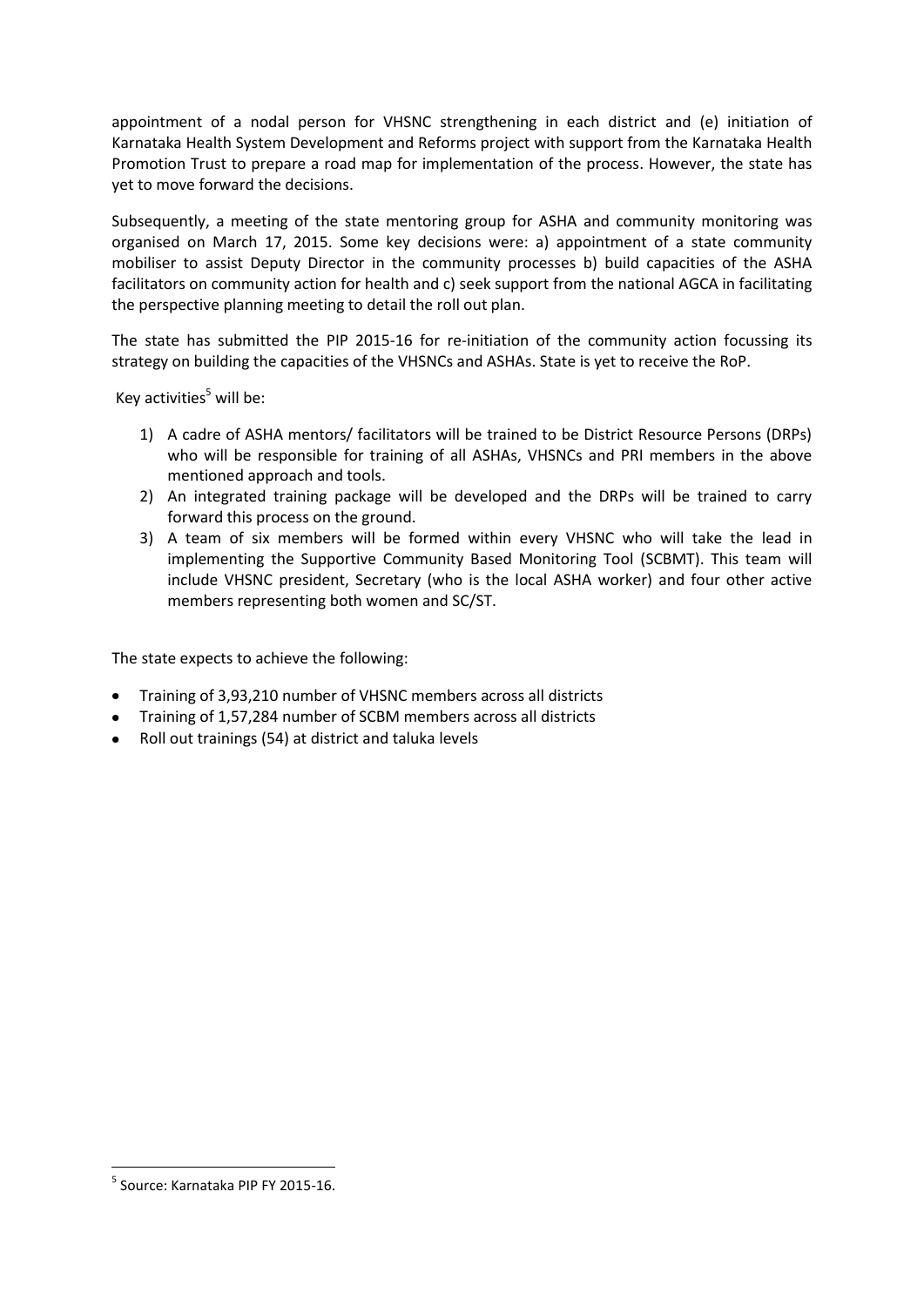appointment of a nodal person for VHSNC strengthening in each district and (e) initiation of Karnataka Health System Development and Reforms project with support from the Karnataka Health Promotion Trust to prepare a road map for implementation of the process. However, the state has yet to move forward the decisions.

Subsequently, a meeting of the state mentoring group for ASHA and community monitoring was organised on March 17, 2015. Some key decisions were: a) appointment of a state community mobiliser to assist Deputy Director in the community processes b) build capacities of the ASHA facilitators on community action for health and c) seek support from the national AGCA in facilitating the perspective planning meeting to detail the roll out plan.

The state has submitted the PIP 2015-16 for re-initiation of the community action focussing its strategy on building the capacities of the VHSNCs and ASHAs. State is yet to receive the RoP.

Key activities[5] will be:

1) A cadre of ASHA mentors/ facilitators will be trained to be District Resource Persons (DRPs) who will be responsible for training of all ASHAs, VHSNCs and PRI members in the above mentioned approach and tools.
2) An integrated training package will be developed and the DRPs will be trained to carry forward this process on the ground.
3) A team of six members will be formed within every VHSNC who will take the lead in implementing the Supportive Community Based Monitoring Tool (SCBMT). This team will include VHSNC president, Secretary (who is the local ASHA worker) and four other active members representing both women and SC/ST.

The state expects to achieve the following:

- Training of 3,93,210 number of VHSNC members across all districts
- Training of 1,57,284 number of SCBM members across all districts
- Roll out trainings (54) at district and taluka levels

[5] Source: Karnataka PIP FY 2015-16.